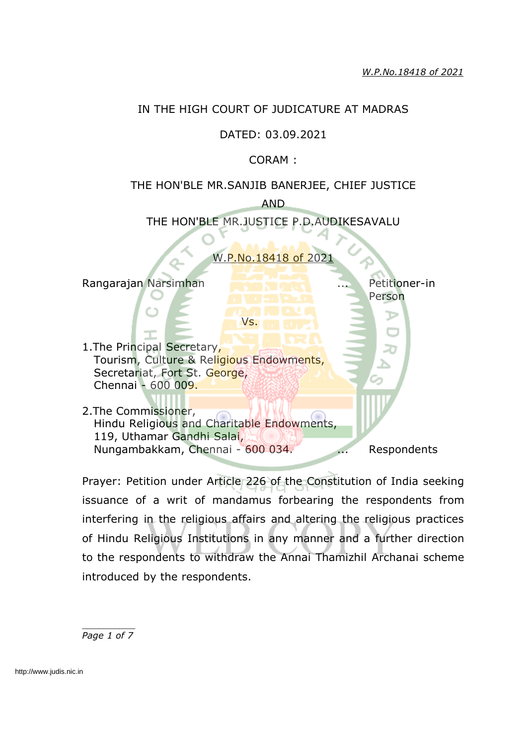IN THE HIGH COURT OF JUDICATURE AT MADRAS

DATED: 03.09.2021

CORAM :

THE HON'BLE MR.SANJIB BANERJEE, CHIEF JUSTICE

AND

THE HON'BLE MR.JUSTICE P.D.AUDIKESAVALU

W.P.No.18418 of 2021

Rangarajan Narsimhan ... Petitioner-in Person

Vs.

1.The Principal Secretary,
Tourism, Culture & Religious Endowments,
Secretariat, Fort St. George,
Chennai - 600 009.

2.The Commissioner,
Hindu Religious and Charitable Endowments,
119, Uthamar Gandhi Salai,
Nungambakkam, Chennai - 600 034. ... Respondents

Prayer: Petition under Article 226 of the Constitution of India seeking issuance of a writ of mandamus forbearing the respondents from interfering in the religious affairs and altering the religious practices of Hindu Religious Institutions in any manner and a further direction to the respondents to withdraw the Annai Thamizhil Archanai scheme introduced by the respondents.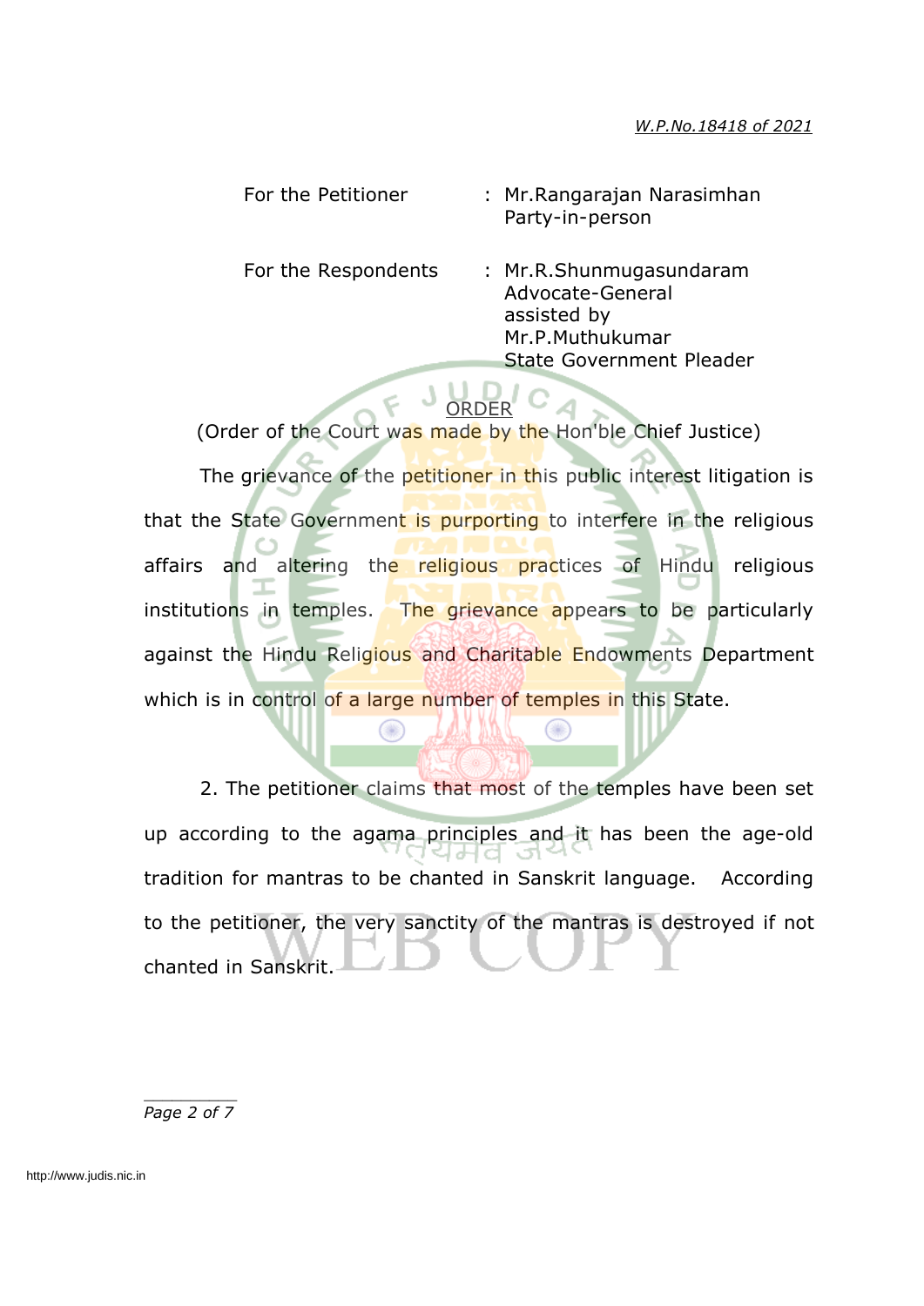For the Petitioner : Mr.Rangarajan Narasimhan
Party-in-person

For the Respondents : Mr.R.Shunmugasundaram
Advocate-General
assisted by
Mr.P.Muthukumar
State Government Pleader

ORDER

(Order of the Court was made by the Hon'ble Chief Justice)

The grievance of the petitioner in this public interest litigation is that the State Government is purporting to interfere in the religious affairs and altering the religious practices of Hindu religious institutions in temples. The grievance appears to be particularly against the Hindu Religious and Charitable Endowments Department which is in control of a large number of temples in this State.

2. The petitioner claims that most of the temples have been set up according to the agama principles and it has been the age-old tradition for mantras to be chanted in Sanskrit language. According to the petitioner, the very sanctity of the mantras is destroyed if not chanted in Sanskrit.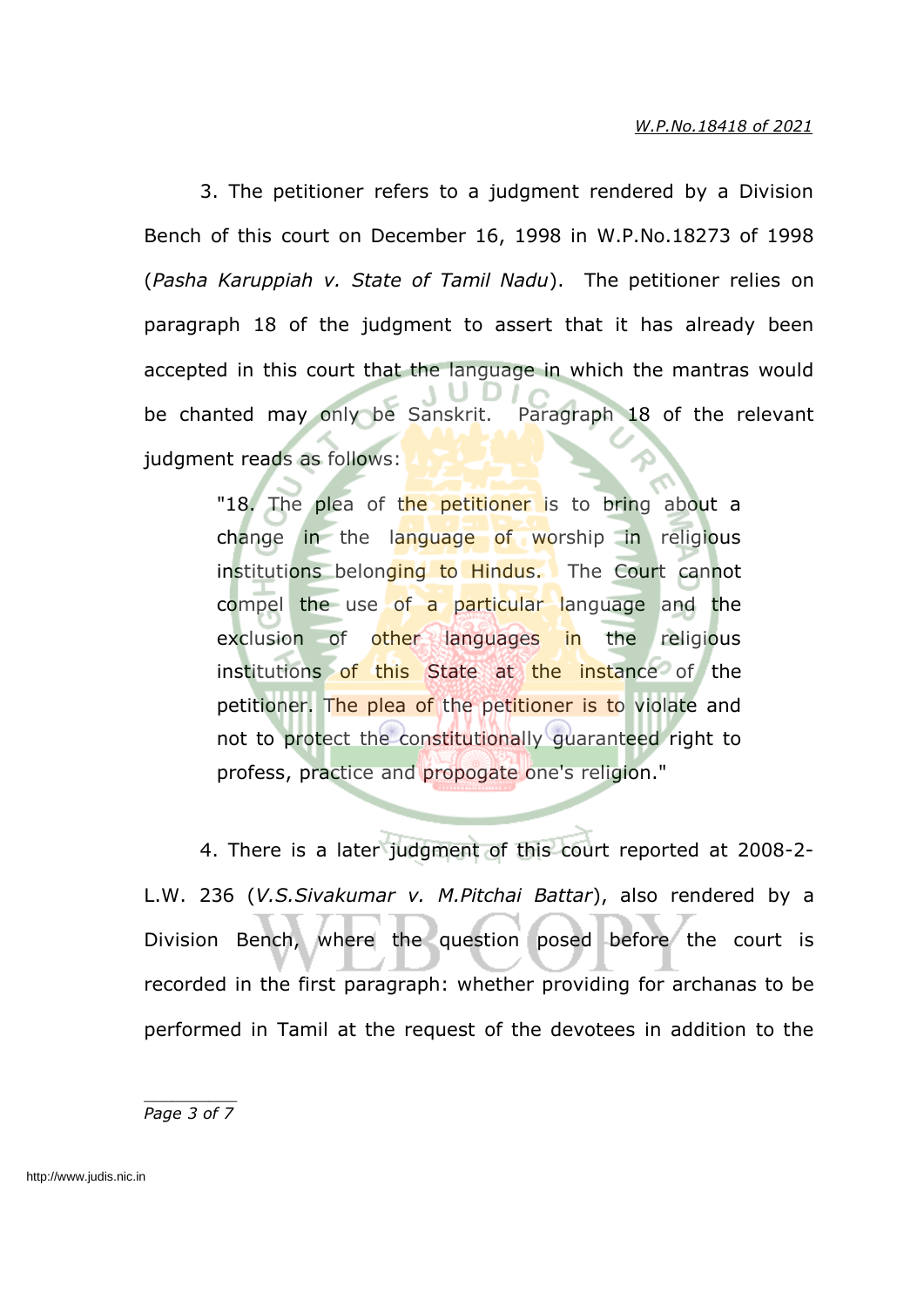3. The petitioner refers to a judgment rendered by a Division Bench of this court on December 16, 1998 in W.P.No.18273 of 1998 (*Pasha Karuppiah v. State of Tamil Nadu*). The petitioner relies on paragraph 18 of the judgment to assert that it has already been accepted in this court that the language in which the mantras would be chanted may only be Sanskrit. Paragraph 18 of the relevant judgment reads as follows:

> "18. The plea of the petitioner is to bring about a change in the language of worship in religious institutions belonging to Hindus. The Court cannot compel the use of a particular language and the exclusion of other languages in the religious institutions of this State at the instance of the petitioner. The plea of the petitioner is to violate and not to protect the constitutionally guaranteed right to profess, practice and propogate one's religion."

4. There is a later judgment of this court reported at 2008-2-L.W. 236 (*V.S.Sivakumar v. M.Pitchai Battar*), also rendered by a Division Bench, where the question posed before the court is recorded in the first paragraph: whether providing for archanas to be performed in Tamil at the request of the devotees in addition to the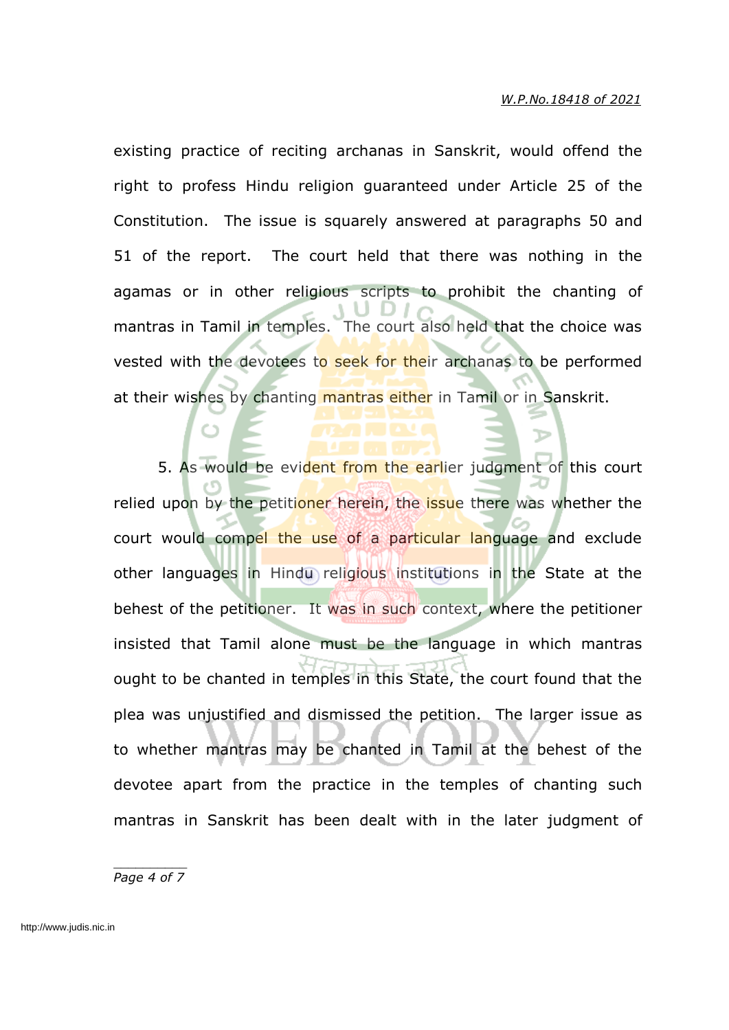existing practice of reciting archanas in Sanskrit, would offend the right to profess Hindu religion guaranteed under Article 25 of the Constitution. The issue is squarely answered at paragraphs 50 and 51 of the report. The court held that there was nothing in the agamas or in other religious scripts to prohibit the chanting of mantras in Tamil in temples. The court also held that the choice was vested with the devotees to seek for their archanas to be performed at their wishes by chanting mantras either in Tamil or in Sanskrit.

5. As would be evident from the earlier judgment of this court relied upon by the petitioner herein, the issue there was whether the court would compel the use of a particular language and exclude other languages in Hindu religious institutions in the State at the behest of the petitioner. It was in such context, where the petitioner insisted that Tamil alone must be the language in which mantras ought to be chanted in temples in this State, the court found that the plea was unjustified and dismissed the petition. The larger issue as to whether mantras may be chanted in Tamil at the behest of the devotee apart from the practice in the temples of chanting such mantras in Sanskrit has been dealt with in the later judgment of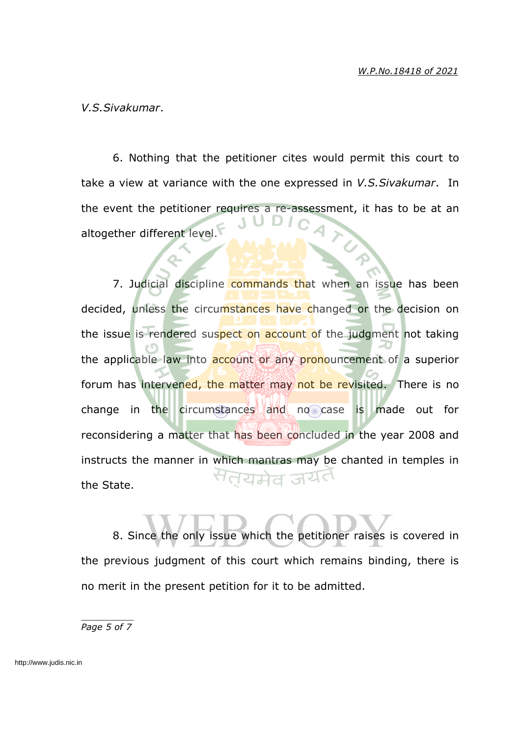*V.S.Sivakumar*.

6. Nothing that the petitioner cites would permit this court to take a view at variance with the one expressed in *V.S.Sivakumar*. In the event the petitioner requires a re-assessment, it has to be at an altogether different level.

7. Judicial discipline commands that when an issue has been decided, unless the circumstances have changed or the decision on the issue is rendered suspect on account of the judgment not taking the applicable law into account or any pronouncement of a superior forum has intervened, the matter may not be revisited. There is no change in the circumstances and no case is made out for reconsidering a matter that has been concluded in the year 2008 and instructs the manner in which mantras may be chanted in temples in the State.

8. Since the only issue which the petitioner raises is covered in the previous judgment of this court which remains binding, there is no merit in the present petition for it to be admitted.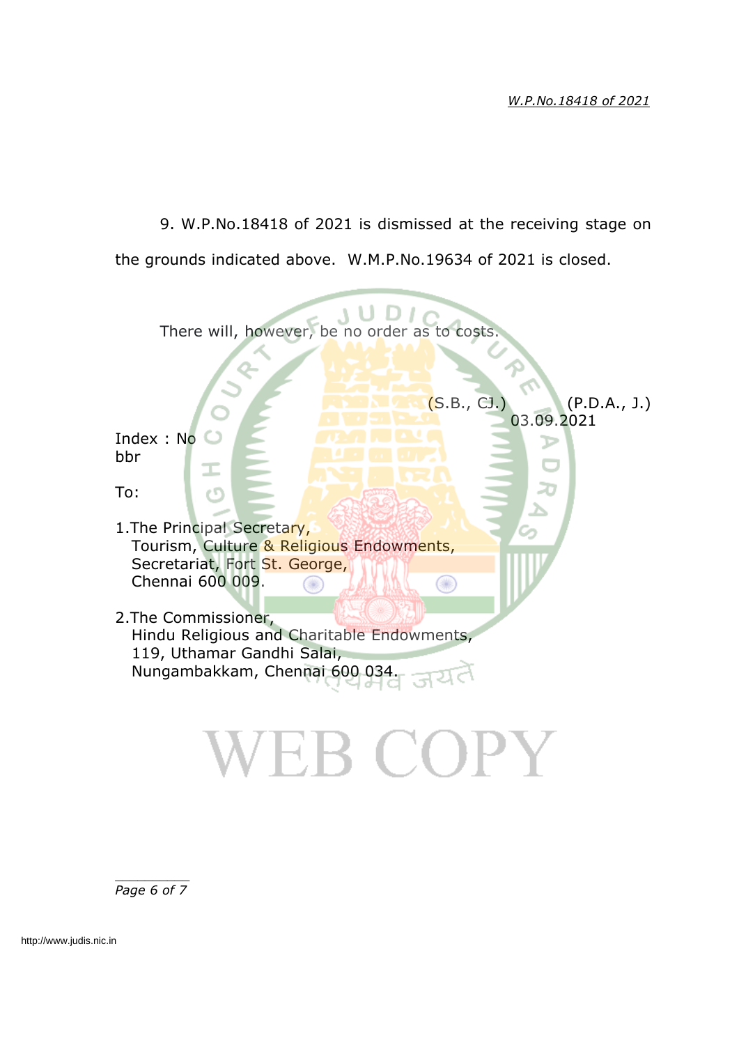9. W.P.No.18418 of 2021 is dismissed at the receiving stage on the grounds indicated above. W.M.P.No.19634 of 2021 is closed.

There will, however, be no order as to costs.

(S.B., CJ.) (P.D.A., J.)
03.09.2021

Index : No
bbr

To:

1. The Principal Secretary,
   Tourism, Culture & Religious Endowments,
   Secretariat, Fort St. George,
   Chennai 600 009.

2. The Commissioner,
   Hindu Religious and Charitable Endowments,
   119, Uthamar Gandhi Salai,
   Nungambakkam, Chennai 600 034.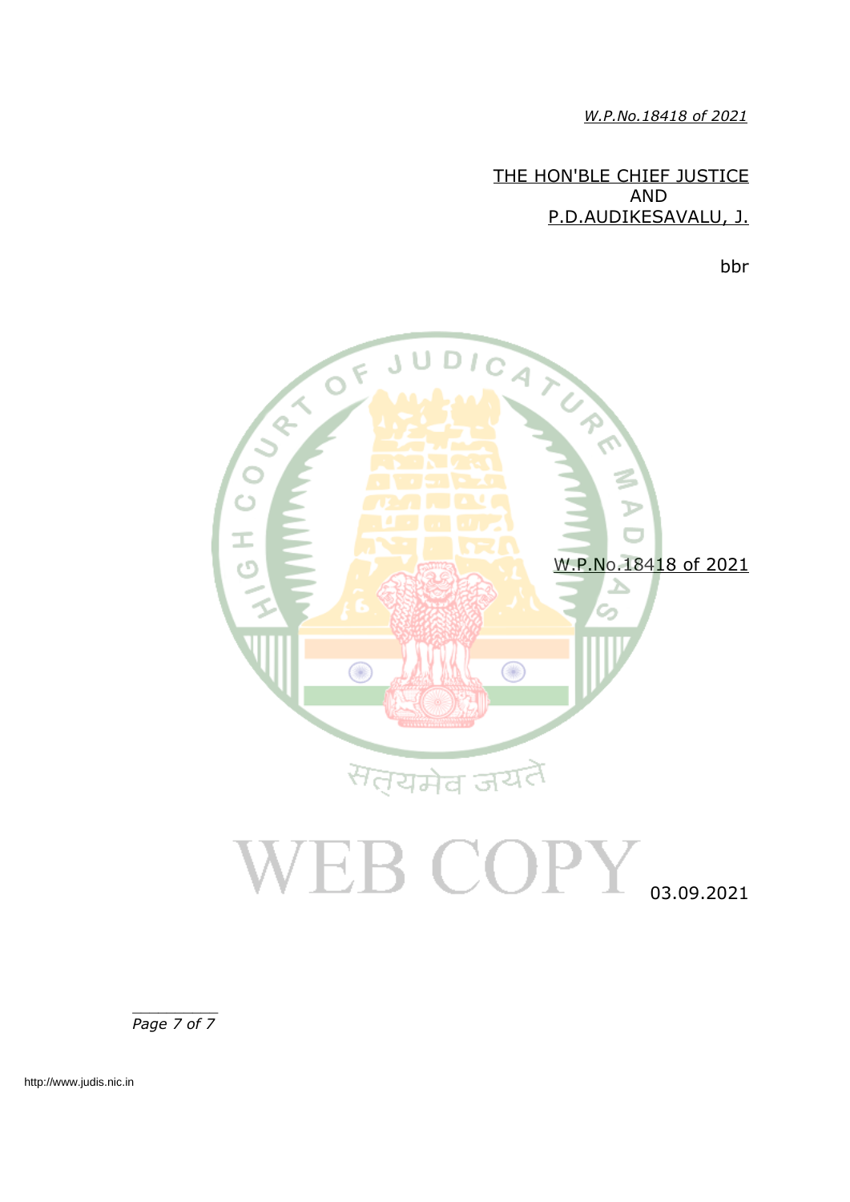THE HON'BLE CHIEF JUSTICE
AND
P.D.AUDIKESAVALU, J.

bbr

W.P.No.18418 of 2021

03.09.2021